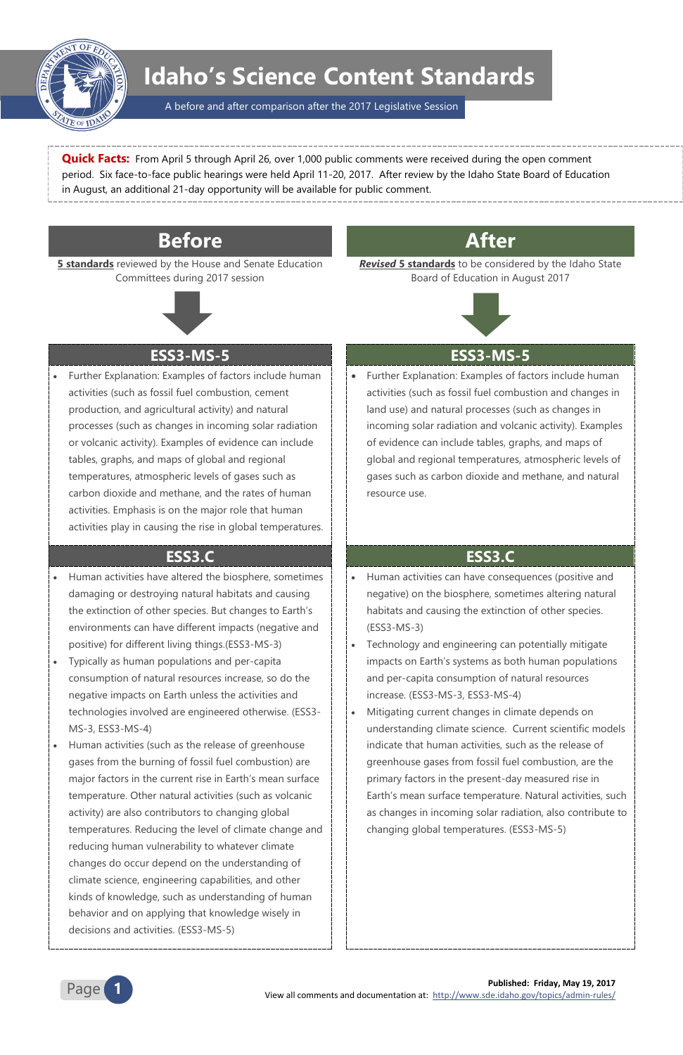# Idaho's Science Content Standards

A before and after comparison after the 2017 Legislative Session

**Quick Facts:** From April 5 through April 26, over 1,000 public comments were received during the open comment period. Six face-to-face public hearings were held April 11-20, 2017. After review by the Idaho State Board of Education in August, an additional 21-day opportunity will be available for public comment.

## Before

**5 standards** reviewed by the House and Senate Education Committees during 2017 session

### ESS3-MS-5

- Further Explanation: Examples of factors include human activities (such as fossil fuel combustion, cement production, and agricultural activity) and natural processes (such as changes in incoming solar radiation or volcanic activity). Examples of evidence can include tables, graphs, and maps of global and regional temperatures, atmospheric levels of gases such as carbon dioxide and methane, and the rates of human activities. Emphasis is on the major role that human activities play in causing the rise in global temperatures.

### ESS3.C

- Human activities have altered the biosphere, sometimes damaging or destroying natural habitats and causing the extinction of other species. But changes to Earth's environments can have different impacts (negative and positive) for different living things.(ESS3-MS-3)
- Typically as human populations and per-capita consumption of natural resources increase, so do the negative impacts on Earth unless the activities and technologies involved are engineered otherwise. (ESS3-MS-3, ESS3-MS-4)
- Human activities (such as the release of greenhouse gases from the burning of fossil fuel combustion) are major factors in the current rise in Earth's mean surface temperature. Other natural activities (such as volcanic activity) are also contributors to changing global temperatures. Reducing the level of climate change and reducing human vulnerability to whatever climate changes do occur depend on the understanding of climate science, engineering capabilities, and other kinds of knowledge, such as understanding of human behavior and on applying that knowledge wisely in decisions and activities. (ESS3-MS-5)

## After

***Revised* 5 standards** to be considered by the Idaho State Board of Education in August 2017

### ESS3-MS-5

- Further Explanation: Examples of factors include human activities (such as fossil fuel combustion and changes in land use) and natural processes (such as changes in incoming solar radiation and volcanic activity). Examples of evidence can include tables, graphs, and maps of global and regional temperatures, atmospheric levels of gases such as carbon dioxide and methane, and natural resource use.

### ESS3.C

- Human activities can have consequences (positive and negative) on the biosphere, sometimes altering natural habitats and causing the extinction of other species. (ESS3-MS-3)
- Technology and engineering can potentially mitigate impacts on Earth's systems as both human populations and per-capita consumption of natural resources increase. (ESS3-MS-3, ESS3-MS-4)
- Mitigating current changes in climate depends on understanding climate science. Current scientific models indicate that human activities, such as the release of greenhouse gases from fossil fuel combustion, are the primary factors in the present-day measured rise in Earth's mean surface temperature. Natural activities, such as changes in incoming solar radiation, also contribute to changing global temperatures. (ESS3-MS-5)

**Published: Friday, May 19, 2017**

View all comments and documentation at: http://www.sde.idaho.gov/topics/admin-rules/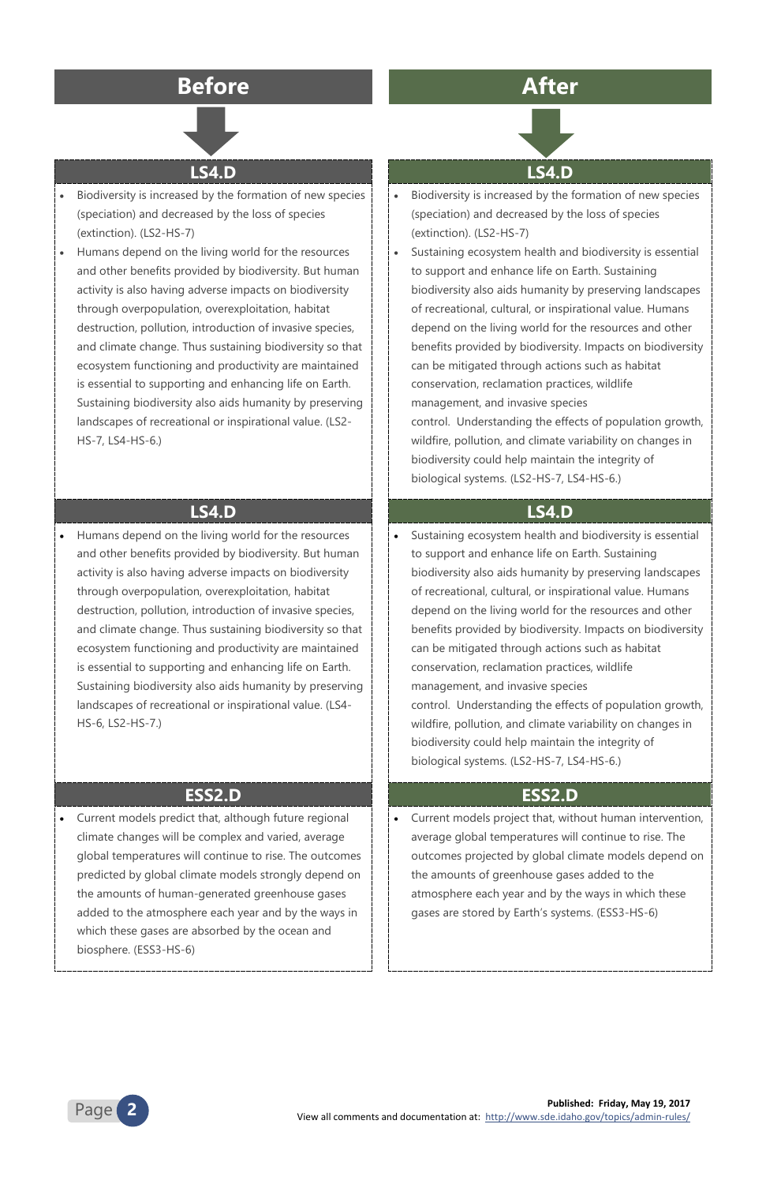| Before | After |
| --- | --- |
| **LS4.D** | **LS4.D** |
| • Biodiversity is increased by the formation of new species (speciation) and decreased by the loss of species (extinction). (LS2-HS-7)<br>• Humans depend on the living world for the resources and other benefits provided by biodiversity. But human activity is also having adverse impacts on biodiversity through overpopulation, overexploitation, habitat destruction, pollution, introduction of invasive species, and climate change. Thus sustaining biodiversity so that ecosystem functioning and productivity are maintained is essential to supporting and enhancing life on Earth. Sustaining biodiversity also aids humanity by preserving landscapes of recreational or inspirational value. (LS2-HS-7, LS4-HS-6.) | • Biodiversity is increased by the formation of new species (speciation) and decreased by the loss of species (extinction). (LS2-HS-7)<br>• Sustaining ecosystem health and biodiversity is essential to support and enhance life on Earth. Sustaining biodiversity also aids humanity by preserving landscapes of recreational, cultural, or inspirational value. Humans depend on the living world for the resources and other benefits provided by biodiversity. Impacts on biodiversity can be mitigated through actions such as habitat conservation, reclamation practices, wildlife management, and invasive species control. Understanding the effects of population growth, wildfire, pollution, and climate variability on changes in biodiversity could help maintain the integrity of biological systems. (LS2-HS-7, LS4-HS-6.) |
| **LS4.D** | **LS4.D** |
| • Humans depend on the living world for the resources and other benefits provided by biodiversity. But human activity is also having adverse impacts on biodiversity through overpopulation, overexploitation, habitat destruction, pollution, introduction of invasive species, and climate change. Thus sustaining biodiversity so that ecosystem functioning and productivity are maintained is essential to supporting and enhancing life on Earth. Sustaining biodiversity also aids humanity by preserving landscapes of recreational or inspirational value. (LS4-HS-6, LS2-HS-7.) | • Sustaining ecosystem health and biodiversity is essential to support and enhance life on Earth. Sustaining biodiversity also aids humanity by preserving landscapes of recreational, cultural, or inspirational value. Humans depend on the living world for the resources and other benefits provided by biodiversity. Impacts on biodiversity can be mitigated through actions such as habitat conservation, reclamation practices, wildlife management, and invasive species control. Understanding the effects of population growth, wildfire, pollution, and climate variability on changes in biodiversity could help maintain the integrity of biological systems. (LS2-HS-7, LS4-HS-6.) |
| **ESS2.D** | **ESS2.D** |
| • Current models predict that, although future regional climate changes will be complex and varied, average global temperatures will continue to rise. The outcomes predicted by global climate models strongly depend on the amounts of human-generated greenhouse gases added to the atmosphere each year and by the ways in which these gases are absorbed by the ocean and biosphere. (ESS3-HS-6) | • Current models project that, without human intervention, average global temperatures will continue to rise. The outcomes projected by global climate models depend on the amounts of greenhouse gases added to the atmosphere each year and by the ways in which these gases are stored by Earth's systems. (ESS3-HS-6) |

**Published: Friday, May 19, 2017**
View all comments and documentation at: http://www.sde.idaho.gov/topics/admin-rules/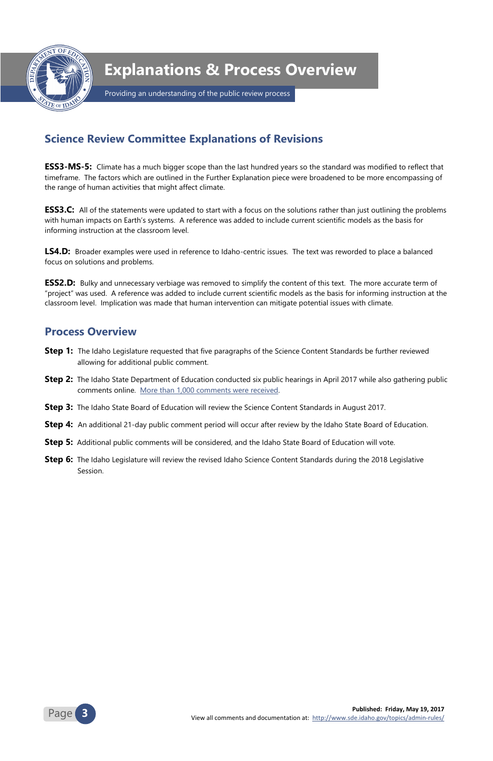# Explanations & Process Overview

Providing an understanding of the public review process

## Science Review Committee Explanations of Revisions

**ESS3-MS-5:** Climate has a much bigger scope than the last hundred years so the standard was modified to reflect that timeframe. The factors which are outlined in the Further Explanation piece were broadened to be more encompassing of the range of human activities that might affect climate.

**ESS3.C:** All of the statements were updated to start with a focus on the solutions rather than just outlining the problems with human impacts on Earth's systems. A reference was added to include current scientific models as the basis for informing instruction at the classroom level.

**LS4.D:** Broader examples were used in reference to Idaho-centric issues. The text was reworded to place a balanced focus on solutions and problems.

**ESS2.D:** Bulky and unnecessary verbiage was removed to simplify the content of this text. The more accurate term of "project" was used. A reference was added to include current scientific models as the basis for informing instruction at the classroom level. Implication was made that human intervention can mitigate potential issues with climate.

## Process Overview

**Step 1:** The Idaho Legislature requested that five paragraphs of the Science Content Standards be further reviewed allowing for additional public comment.

**Step 2:** The Idaho State Department of Education conducted six public hearings in April 2017 while also gathering public comments online. More than 1,000 comments were received.

**Step 3:** The Idaho State Board of Education will review the Science Content Standards in August 2017.

**Step 4:** An additional 21-day public comment period will occur after review by the Idaho State Board of Education.

**Step 5:** Additional public comments will be considered, and the Idaho State Board of Education will vote.

**Step 6:** The Idaho Legislature will review the revised Idaho Science Content Standards during the 2018 Legislative Session.

**Published: Friday, May 19, 2017**

View all comments and documentation at: http://www.sde.idaho.gov/topics/admin-rules/